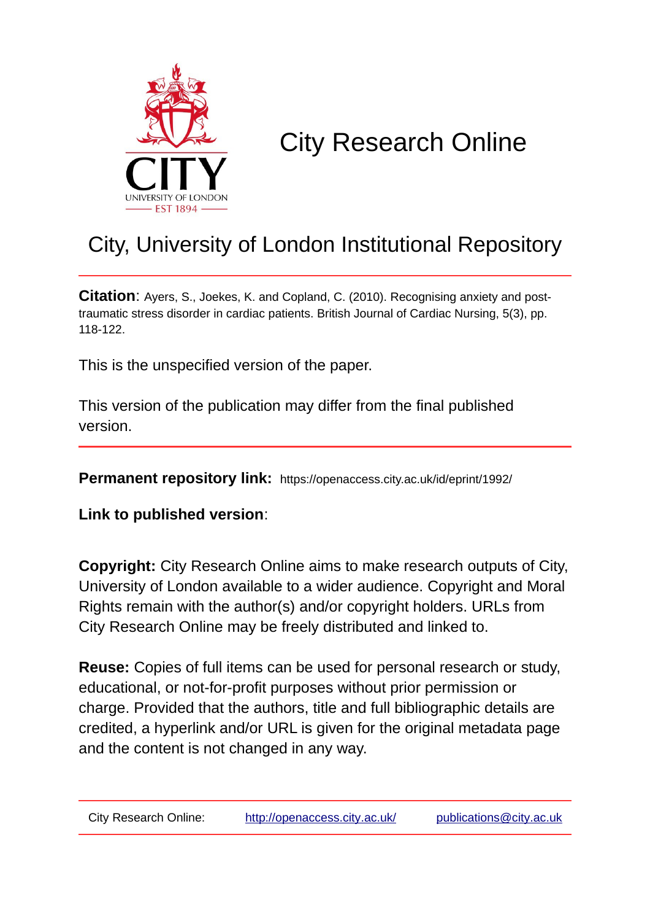# City Research Online

## City, University of London Institutional Repository

**Citation**: Ayers, S., Joekes, K. and Copland, C. (2010). Recognising anxiety and post-traumatic stress disorder in cardiac patients. British Journal of Cardiac Nursing, 5(3), pp. 118-122.

This is the unspecified version of the paper.

This version of the publication may differ from the final published version.

**Permanent repository link:** https://openaccess.city.ac.uk/id/eprint/1992/

**Link to published version**:

**Copyright:** City Research Online aims to make research outputs of City, University of London available to a wider audience. Copyright and Moral Rights remain with the author(s) and/or copyright holders. URLs from City Research Online may be freely distributed and linked to.

**Reuse:** Copies of full items can be used for personal research or study, educational, or not-for-profit purposes without prior permission or charge. Provided that the authors, title and full bibliographic details are credited, a hyperlink and/or URL is given for the original metadata page and the content is not changed in any way.

City Research Online: http://openaccess.city.ac.uk/ publications@city.ac.uk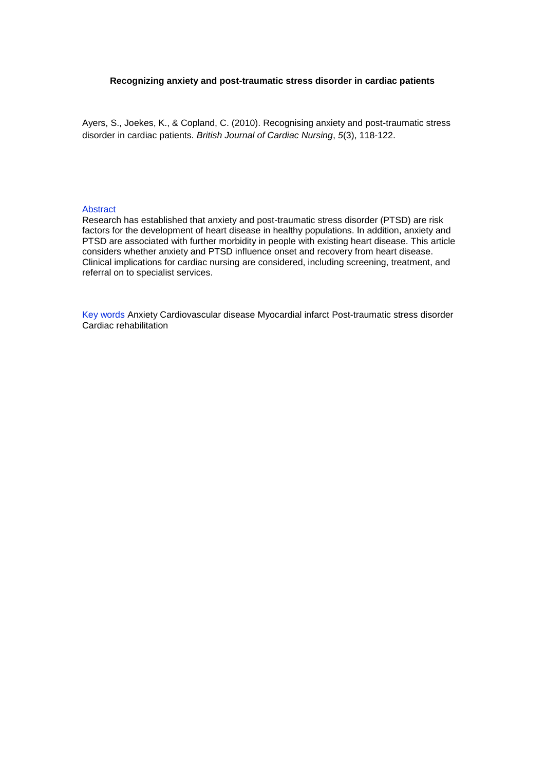**Recognizing anxiety and post-traumatic stress disorder in cardiac patients**

Ayers, S., Joekes, K., & Copland, C. (2010). Recognising anxiety and post-traumatic stress disorder in cardiac patients. *British Journal of Cardiac Nursing*, *5*(3), 118-122.

## Abstract

Research has established that anxiety and post-traumatic stress disorder (PTSD) are risk factors for the development of heart disease in healthy populations. In addition, anxiety and PTSD are associated with further morbidity in people with existing heart disease. This article considers whether anxiety and PTSD influence onset and recovery from heart disease. Clinical implications for cardiac nursing are considered, including screening, treatment, and referral on to specialist services.

Key words Anxiety Cardiovascular disease Myocardial infarct Post-traumatic stress disorder Cardiac rehabilitation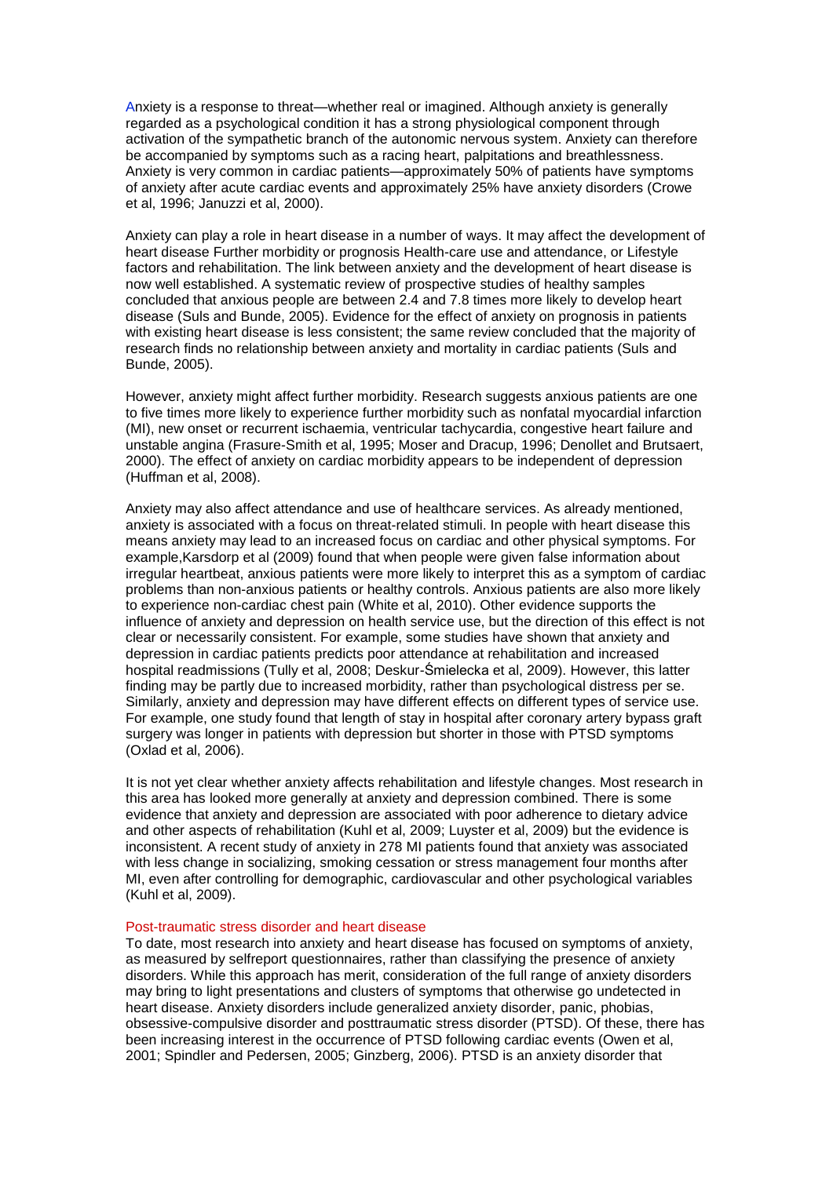Anxiety is a response to threat—whether real or imagined. Although anxiety is generally regarded as a psychological condition it has a strong physiological component through activation of the sympathetic branch of the autonomic nervous system. Anxiety can therefore be accompanied by symptoms such as a racing heart, palpitations and breathlessness. Anxiety is very common in cardiac patients—approximately 50% of patients have symptoms of anxiety after acute cardiac events and approximately 25% have anxiety disorders (Crowe et al, 1996; Januzzi et al, 2000).

Anxiety can play a role in heart disease in a number of ways. It may affect the development of heart disease Further morbidity or prognosis Health-care use and attendance, or Lifestyle factors and rehabilitation. The link between anxiety and the development of heart disease is now well established. A systematic review of prospective studies of healthy samples concluded that anxious people are between 2.4 and 7.8 times more likely to develop heart disease (Suls and Bunde, 2005). Evidence for the effect of anxiety on prognosis in patients with existing heart disease is less consistent; the same review concluded that the majority of research finds no relationship between anxiety and mortality in cardiac patients (Suls and Bunde, 2005).

However, anxiety might affect further morbidity. Research suggests anxious patients are one to five times more likely to experience further morbidity such as nonfatal myocardial infarction (MI), new onset or recurrent ischaemia, ventricular tachycardia, congestive heart failure and unstable angina (Frasure-Smith et al, 1995; Moser and Dracup, 1996; Denollet and Brutsaert, 2000). The effect of anxiety on cardiac morbidity appears to be independent of depression (Huffman et al, 2008).

Anxiety may also affect attendance and use of healthcare services. As already mentioned, anxiety is associated with a focus on threat-related stimuli. In people with heart disease this means anxiety may lead to an increased focus on cardiac and other physical symptoms. For example,Karsdorp et al (2009) found that when people were given false information about irregular heartbeat, anxious patients were more likely to interpret this as a symptom of cardiac problems than non-anxious patients or healthy controls. Anxious patients are also more likely to experience non-cardiac chest pain (White et al, 2010). Other evidence supports the influence of anxiety and depression on health service use, but the direction of this effect is not clear or necessarily consistent. For example, some studies have shown that anxiety and depression in cardiac patients predicts poor attendance at rehabilitation and increased hospital readmissions (Tully et al, 2008; Deskur-Śmielecka et al, 2009). However, this latter finding may be partly due to increased morbidity, rather than psychological distress per se. Similarly, anxiety and depression may have different effects on different types of service use. For example, one study found that length of stay in hospital after coronary artery bypass graft surgery was longer in patients with depression but shorter in those with PTSD symptoms (Oxlad et al, 2006).

It is not yet clear whether anxiety affects rehabilitation and lifestyle changes. Most research in this area has looked more generally at anxiety and depression combined. There is some evidence that anxiety and depression are associated with poor adherence to dietary advice and other aspects of rehabilitation (Kuhl et al, 2009; Luyster et al, 2009) but the evidence is inconsistent. A recent study of anxiety in 278 MI patients found that anxiety was associated with less change in socializing, smoking cessation or stress management four months after MI, even after controlling for demographic, cardiovascular and other psychological variables (Kuhl et al, 2009).

## Post-traumatic stress disorder and heart disease

To date, most research into anxiety and heart disease has focused on symptoms of anxiety, as measured by selfreport questionnaires, rather than classifying the presence of anxiety disorders. While this approach has merit, consideration of the full range of anxiety disorders may bring to light presentations and clusters of symptoms that otherwise go undetected in heart disease. Anxiety disorders include generalized anxiety disorder, panic, phobias, obsessive-compulsive disorder and posttraumatic stress disorder (PTSD). Of these, there has been increasing interest in the occurrence of PTSD following cardiac events (Owen et al, 2001; Spindler and Pedersen, 2005; Ginzberg, 2006). PTSD is an anxiety disorder that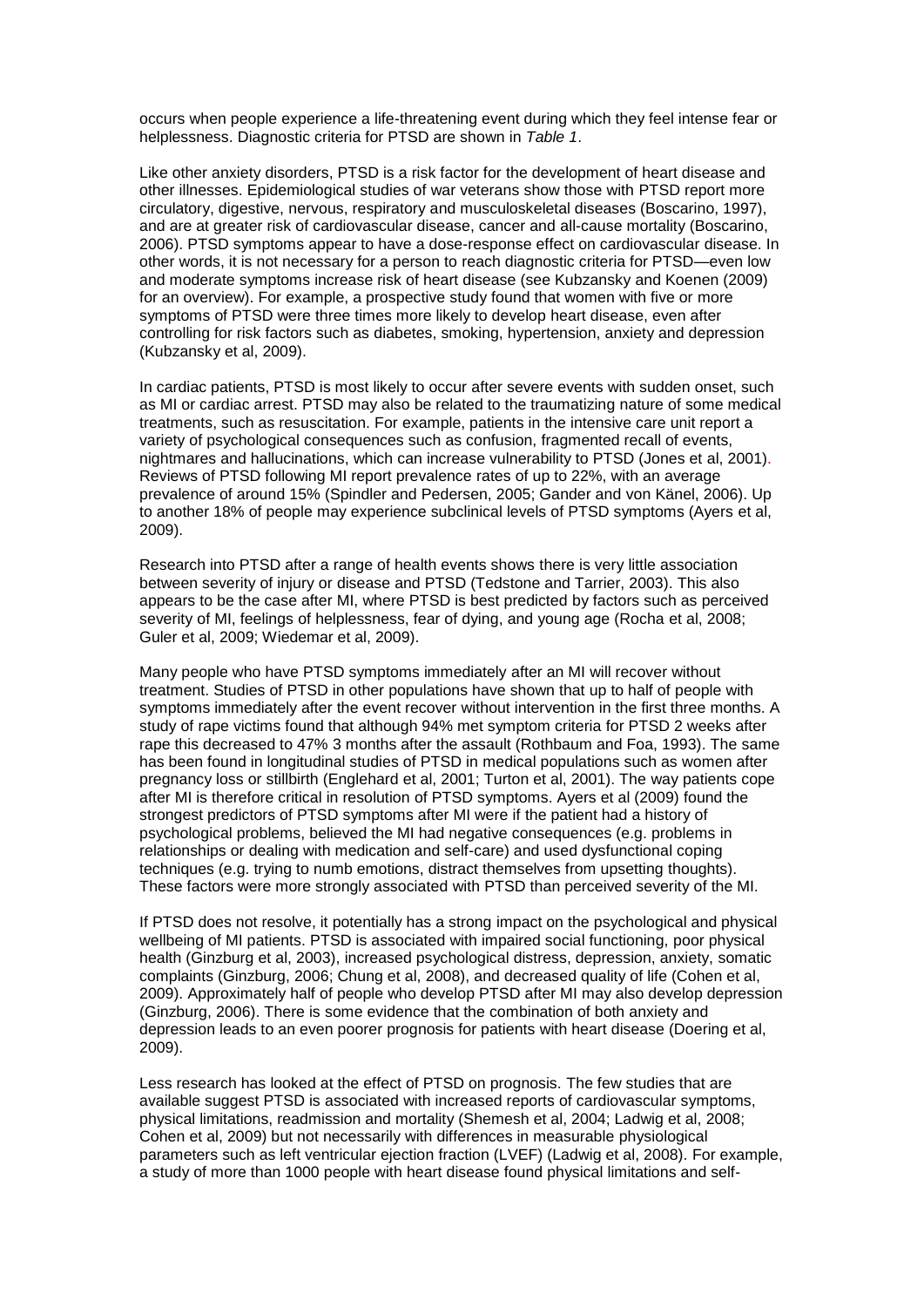occurs when people experience a life-threatening event during which they feel intense fear or helplessness. Diagnostic criteria for PTSD are shown in *Table 1*.

Like other anxiety disorders, PTSD is a risk factor for the development of heart disease and other illnesses. Epidemiological studies of war veterans show those with PTSD report more circulatory, digestive, nervous, respiratory and musculoskeletal diseases (Boscarino, 1997), and are at greater risk of cardiovascular disease, cancer and all-cause mortality (Boscarino, 2006). PTSD symptoms appear to have a dose-response effect on cardiovascular disease. In other words, it is not necessary for a person to reach diagnostic criteria for PTSD—even low and moderate symptoms increase risk of heart disease (see Kubzansky and Koenen (2009) for an overview). For example, a prospective study found that women with five or more symptoms of PTSD were three times more likely to develop heart disease, even after controlling for risk factors such as diabetes, smoking, hypertension, anxiety and depression (Kubzansky et al, 2009).

In cardiac patients, PTSD is most likely to occur after severe events with sudden onset, such as MI or cardiac arrest. PTSD may also be related to the traumatizing nature of some medical treatments, such as resuscitation. For example, patients in the intensive care unit report a variety of psychological consequences such as confusion, fragmented recall of events, nightmares and hallucinations, which can increase vulnerability to PTSD (Jones et al, 2001). Reviews of PTSD following MI report prevalence rates of up to 22%, with an average prevalence of around 15% (Spindler and Pedersen, 2005; Gander and von Känel, 2006). Up to another 18% of people may experience subclinical levels of PTSD symptoms (Ayers et al, 2009).

Research into PTSD after a range of health events shows there is very little association between severity of injury or disease and PTSD (Tedstone and Tarrier, 2003). This also appears to be the case after MI, where PTSD is best predicted by factors such as perceived severity of MI, feelings of helplessness, fear of dying, and young age (Rocha et al, 2008; Guler et al, 2009; Wiedemar et al, 2009).

Many people who have PTSD symptoms immediately after an MI will recover without treatment. Studies of PTSD in other populations have shown that up to half of people with symptoms immediately after the event recover without intervention in the first three months. A study of rape victims found that although 94% met symptom criteria for PTSD 2 weeks after rape this decreased to 47% 3 months after the assault (Rothbaum and Foa, 1993). The same has been found in longitudinal studies of PTSD in medical populations such as women after pregnancy loss or stillbirth (Englehard et al, 2001; Turton et al, 2001). The way patients cope after MI is therefore critical in resolution of PTSD symptoms. Ayers et al (2009) found the strongest predictors of PTSD symptoms after MI were if the patient had a history of psychological problems, believed the MI had negative consequences (e.g. problems in relationships or dealing with medication and self-care) and used dysfunctional coping techniques (e.g. trying to numb emotions, distract themselves from upsetting thoughts). These factors were more strongly associated with PTSD than perceived severity of the MI.

If PTSD does not resolve, it potentially has a strong impact on the psychological and physical wellbeing of MI patients. PTSD is associated with impaired social functioning, poor physical health (Ginzburg et al, 2003), increased psychological distress, depression, anxiety, somatic complaints (Ginzburg, 2006; Chung et al, 2008), and decreased quality of life (Cohen et al, 2009). Approximately half of people who develop PTSD after MI may also develop depression (Ginzburg, 2006). There is some evidence that the combination of both anxiety and depression leads to an even poorer prognosis for patients with heart disease (Doering et al, 2009).

Less research has looked at the effect of PTSD on prognosis. The few studies that are available suggest PTSD is associated with increased reports of cardiovascular symptoms, physical limitations, readmission and mortality (Shemesh et al, 2004; Ladwig et al, 2008; Cohen et al, 2009) but not necessarily with differences in measurable physiological parameters such as left ventricular ejection fraction (LVEF) (Ladwig et al, 2008). For example, a study of more than 1000 people with heart disease found physical limitations and self-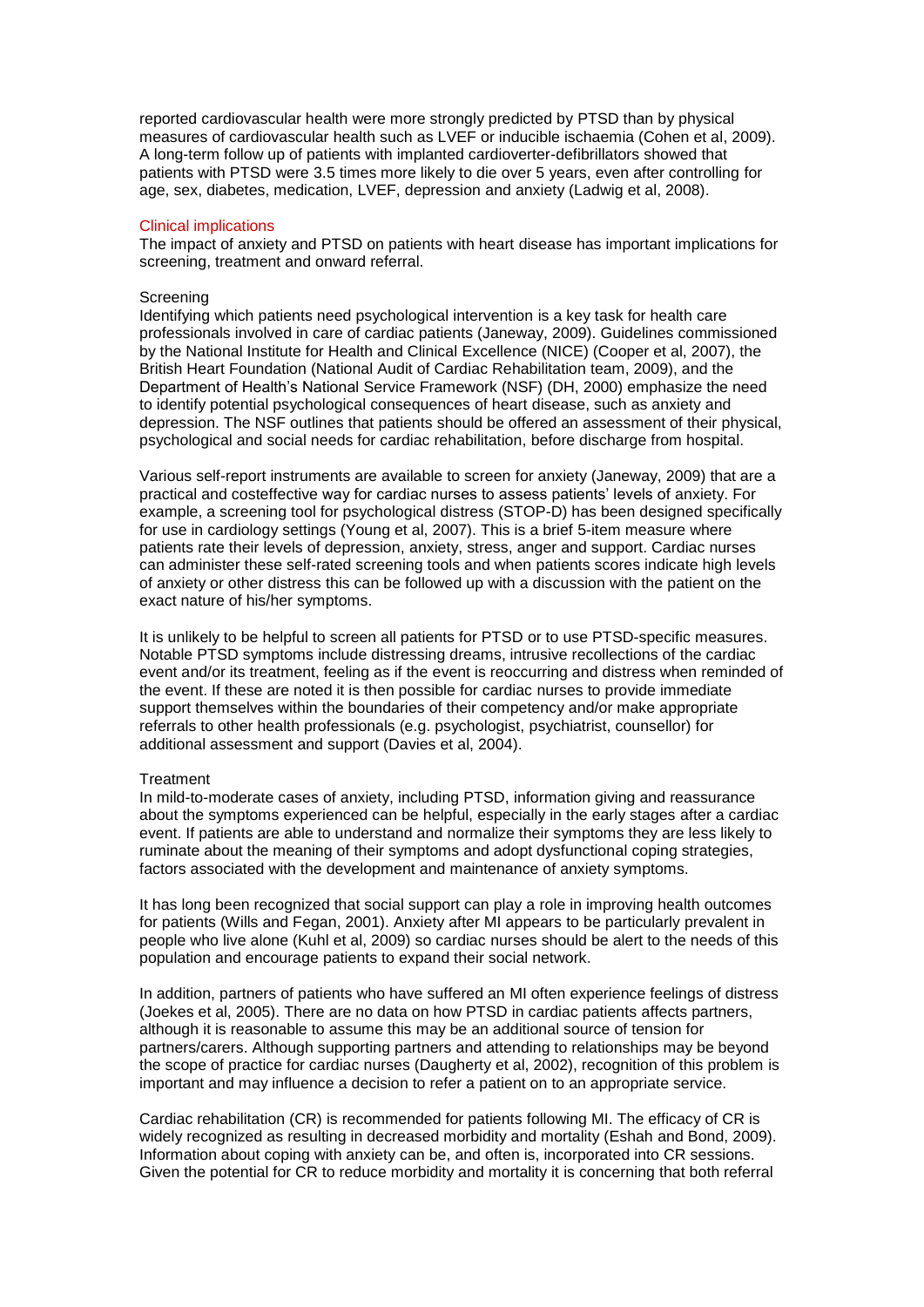reported cardiovascular health were more strongly predicted by PTSD than by physical measures of cardiovascular health such as LVEF or inducible ischaemia (Cohen et al, 2009). A long-term follow up of patients with implanted cardioverter-defibrillators showed that patients with PTSD were 3.5 times more likely to die over 5 years, even after controlling for age, sex, diabetes, medication, LVEF, depression and anxiety (Ladwig et al, 2008).

## Clinical implications

The impact of anxiety and PTSD on patients with heart disease has important implications for screening, treatment and onward referral.

### Screening

Identifying which patients need psychological intervention is a key task for health care professionals involved in care of cardiac patients (Janeway, 2009). Guidelines commissioned by the National Institute for Health and Clinical Excellence (NICE) (Cooper et al, 2007), the British Heart Foundation (National Audit of Cardiac Rehabilitation team, 2009), and the Department of Health's National Service Framework (NSF) (DH, 2000) emphasize the need to identify potential psychological consequences of heart disease, such as anxiety and depression. The NSF outlines that patients should be offered an assessment of their physical, psychological and social needs for cardiac rehabilitation, before discharge from hospital.

Various self-report instruments are available to screen for anxiety (Janeway, 2009) that are a practical and costeffective way for cardiac nurses to assess patients' levels of anxiety. For example, a screening tool for psychological distress (STOP-D) has been designed specifically for use in cardiology settings (Young et al, 2007). This is a brief 5-item measure where patients rate their levels of depression, anxiety, stress, anger and support. Cardiac nurses can administer these self-rated screening tools and when patients scores indicate high levels of anxiety or other distress this can be followed up with a discussion with the patient on the exact nature of his/her symptoms.

It is unlikely to be helpful to screen all patients for PTSD or to use PTSD-specific measures. Notable PTSD symptoms include distressing dreams, intrusive recollections of the cardiac event and/or its treatment, feeling as if the event is reoccurring and distress when reminded of the event. If these are noted it is then possible for cardiac nurses to provide immediate support themselves within the boundaries of their competency and/or make appropriate referrals to other health professionals (e.g. psychologist, psychiatrist, counsellor) for additional assessment and support (Davies et al, 2004).

### Treatment

In mild-to-moderate cases of anxiety, including PTSD, information giving and reassurance about the symptoms experienced can be helpful, especially in the early stages after a cardiac event. If patients are able to understand and normalize their symptoms they are less likely to ruminate about the meaning of their symptoms and adopt dysfunctional coping strategies, factors associated with the development and maintenance of anxiety symptoms.

It has long been recognized that social support can play a role in improving health outcomes for patients (Wills and Fegan, 2001). Anxiety after MI appears to be particularly prevalent in people who live alone (Kuhl et al, 2009) so cardiac nurses should be alert to the needs of this population and encourage patients to expand their social network.

In addition, partners of patients who have suffered an MI often experience feelings of distress (Joekes et al, 2005). There are no data on how PTSD in cardiac patients affects partners, although it is reasonable to assume this may be an additional source of tension for partners/carers. Although supporting partners and attending to relationships may be beyond the scope of practice for cardiac nurses (Daugherty et al, 2002), recognition of this problem is important and may influence a decision to refer a patient on to an appropriate service.

Cardiac rehabilitation (CR) is recommended for patients following MI. The efficacy of CR is widely recognized as resulting in decreased morbidity and mortality (Eshah and Bond, 2009). Information about coping with anxiety can be, and often is, incorporated into CR sessions. Given the potential for CR to reduce morbidity and mortality it is concerning that both referral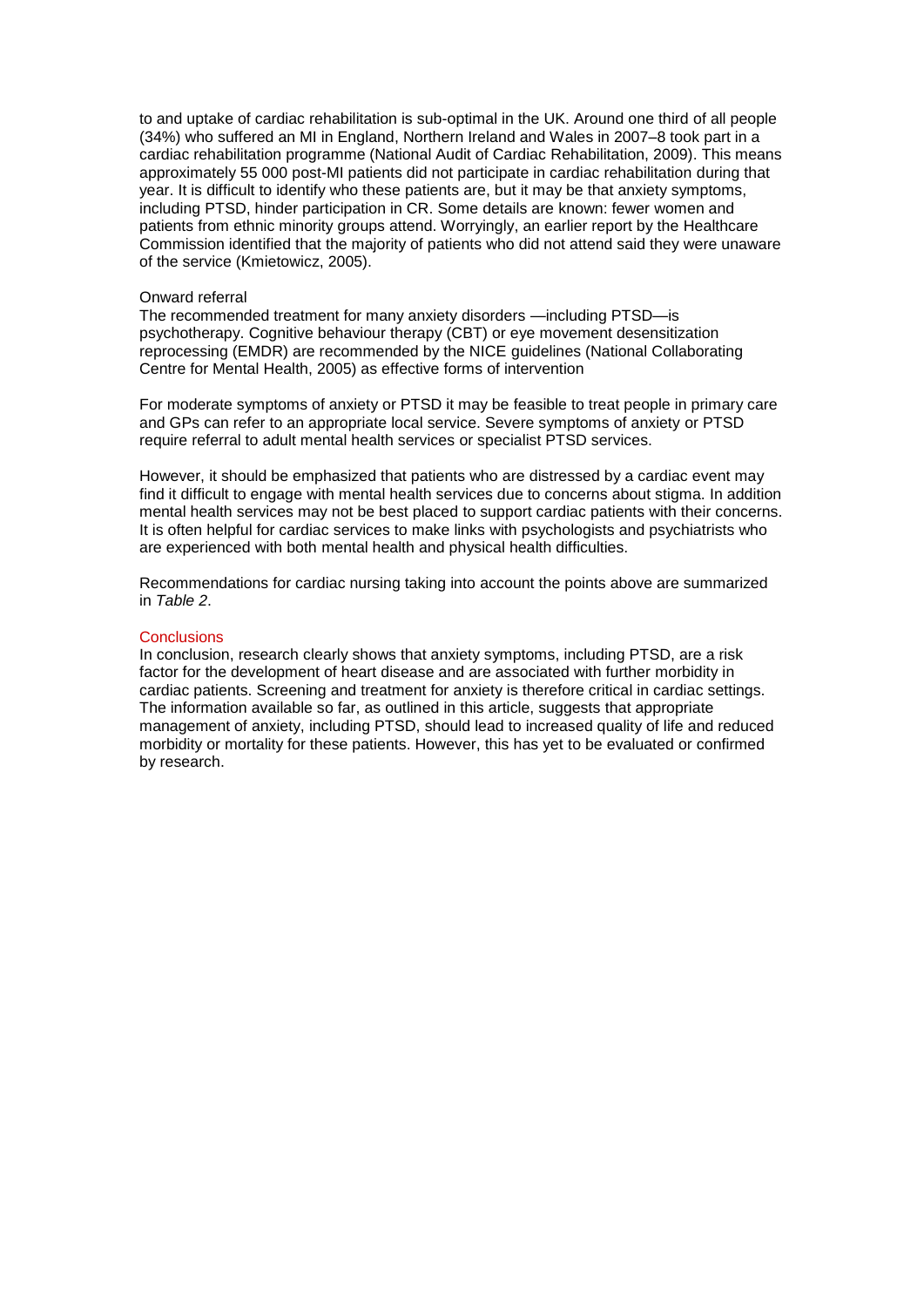to and uptake of cardiac rehabilitation is sub-optimal in the UK. Around one third of all people (34%) who suffered an MI in England, Northern Ireland and Wales in 2007–8 took part in a cardiac rehabilitation programme (National Audit of Cardiac Rehabilitation, 2009). This means approximately 55 000 post-MI patients did not participate in cardiac rehabilitation during that year. It is difficult to identify who these patients are, but it may be that anxiety symptoms, including PTSD, hinder participation in CR. Some details are known: fewer women and patients from ethnic minority groups attend. Worryingly, an earlier report by the Healthcare Commission identified that the majority of patients who did not attend said they were unaware of the service (Kmietowicz, 2005).

### Onward referral

The recommended treatment for many anxiety disorders —including PTSD—is psychotherapy. Cognitive behaviour therapy (CBT) or eye movement desensitization reprocessing (EMDR) are recommended by the NICE guidelines (National Collaborating Centre for Mental Health, 2005) as effective forms of intervention

For moderate symptoms of anxiety or PTSD it may be feasible to treat people in primary care and GPs can refer to an appropriate local service. Severe symptoms of anxiety or PTSD require referral to adult mental health services or specialist PTSD services.

However, it should be emphasized that patients who are distressed by a cardiac event may find it difficult to engage with mental health services due to concerns about stigma. In addition mental health services may not be best placed to support cardiac patients with their concerns. It is often helpful for cardiac services to make links with psychologists and psychiatrists who are experienced with both mental health and physical health difficulties.

Recommendations for cardiac nursing taking into account the points above are summarized in *Table 2*.

## Conclusions

In conclusion, research clearly shows that anxiety symptoms, including PTSD, are a risk factor for the development of heart disease and are associated with further morbidity in cardiac patients. Screening and treatment for anxiety is therefore critical in cardiac settings. The information available so far, as outlined in this article, suggests that appropriate management of anxiety, including PTSD, should lead to increased quality of life and reduced morbidity or mortality for these patients. However, this has yet to be evaluated or confirmed by research.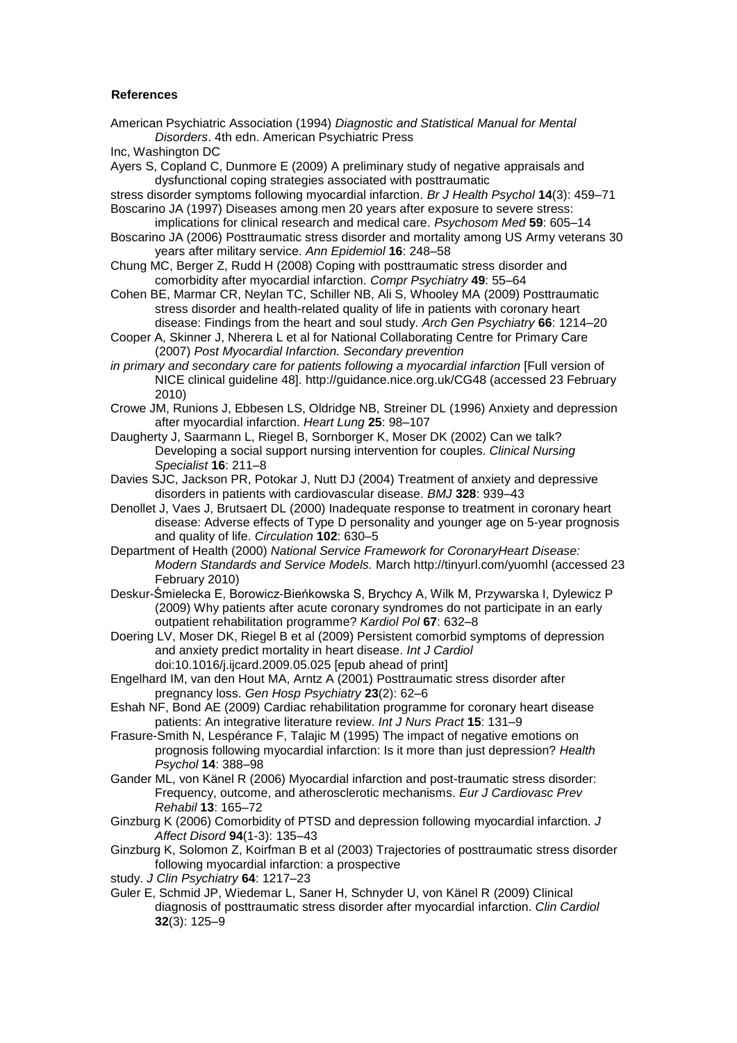**References**

American Psychiatric Association (1994) *Diagnostic and Statistical Manual for Mental Disorders*. 4th edn. American Psychiatric Press Inc, Washington DC

Ayers S, Copland C, Dunmore E (2009) A preliminary study of negative appraisals and dysfunctional coping strategies associated with posttraumatic stress disorder symptoms following myocardial infarction. *Br J Health Psychol* **14**(3): 459–71

Boscarino JA (1997) Diseases among men 20 years after exposure to severe stress: implications for clinical research and medical care. *Psychosom Med* **59**: 605–14

Boscarino JA (2006) Posttraumatic stress disorder and mortality among US Army veterans 30 years after military service. *Ann Epidemiol* **16**: 248–58

Chung MC, Berger Z, Rudd H (2008) Coping with posttraumatic stress disorder and comorbidity after myocardial infarction. *Compr Psychiatry* **49**: 55–64

Cohen BE, Marmar CR, Neylan TC, Schiller NB, Ali S, Whooley MA (2009) Posttraumatic stress disorder and health-related quality of life in patients with coronary heart disease: Findings from the heart and soul study. *Arch Gen Psychiatry* **66**: 1214–20

Cooper A, Skinner J, Nherera L et al for National Collaborating Centre for Primary Care (2007) *Post Myocardial Infarction. Secondary prevention in primary and secondary care for patients following a myocardial infarction* [Full version of NICE clinical guideline 48]. http://guidance.nice.org.uk/CG48 (accessed 23 February 2010)

Crowe JM, Runions J, Ebbesen LS, Oldridge NB, Streiner DL (1996) Anxiety and depression after myocardial infarction. *Heart Lung* **25**: 98–107

Daugherty J, Saarmann L, Riegel B, Sornborger K, Moser DK (2002) Can we talk? Developing a social support nursing intervention for couples. *Clinical Nursing Specialist* **16**: 211–8

Davies SJC, Jackson PR, Potokar J, Nutt DJ (2004) Treatment of anxiety and depressive disorders in patients with cardiovascular disease. *BMJ* **328**: 939–43

Denollet J, Vaes J, Brutsaert DL (2000) Inadequate response to treatment in coronary heart disease: Adverse effects of Type D personality and younger age on 5-year prognosis and quality of life. *Circulation* **102**: 630–5

Department of Health (2000) *National Service Framework for CoronaryHeart Disease: Modern Standards and Service Models.* March http://tinyurl.com/yuomhl (accessed 23 February 2010)

Deskur-Śmielecka E, Borowicz-Bieńkowska S, Brychcy A, Wilk M, Przywarska I, Dylewicz P (2009) Why patients after acute coronary syndromes do not participate in an early outpatient rehabilitation programme? *Kardiol Pol* **67**: 632–8

Doering LV, Moser DK, Riegel B et al (2009) Persistent comorbid symptoms of depression and anxiety predict mortality in heart disease. *Int J Cardiol* doi:10.1016/j.ijcard.2009.05.025 [epub ahead of print]

Engelhard IM, van den Hout MA, Arntz A (2001) Posttraumatic stress disorder after pregnancy loss. *Gen Hosp Psychiatry* **23**(2): 62–6

Eshah NF, Bond AE (2009) Cardiac rehabilitation programme for coronary heart disease patients: An integrative literature review. *Int J Nurs Pract* **15**: 131–9

Frasure-Smith N, Lespérance F, Talajic M (1995) The impact of negative emotions on prognosis following myocardial infarction: Is it more than just depression? *Health Psychol* **14**: 388–98

Gander ML, von Känel R (2006) Myocardial infarction and post-traumatic stress disorder: Frequency, outcome, and atherosclerotic mechanisms. *Eur J Cardiovasc Prev Rehabil* **13**: 165–72

Ginzburg K (2006) Comorbidity of PTSD and depression following myocardial infarction. *J Affect Disord* **94**(1-3): 135–43

Ginzburg K, Solomon Z, Koirfman B et al (2003) Trajectories of posttraumatic stress disorder following myocardial infarction: a prospective study. *J Clin Psychiatry* **64**: 1217–23

Guler E, Schmid JP, Wiedemar L, Saner H, Schnyder U, von Känel R (2009) Clinical diagnosis of posttraumatic stress disorder after myocardial infarction. *Clin Cardiol* **32**(3): 125–9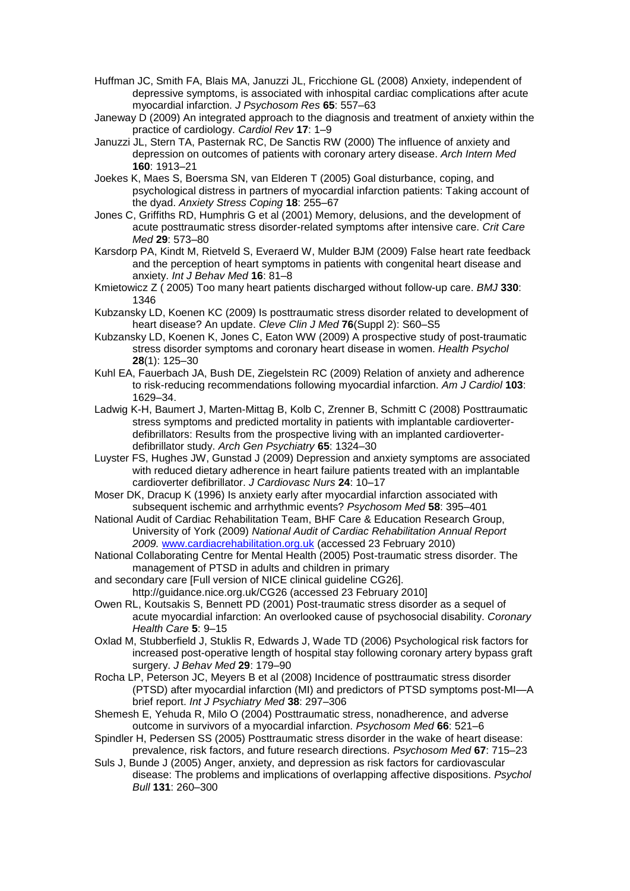Huffman JC, Smith FA, Blais MA, Januzzi JL, Fricchione GL (2008) Anxiety, independent of depressive symptoms, is associated with inhospital cardiac complications after acute myocardial infarction. *J Psychosom Res* **65**: 557–63

Janeway D (2009) An integrated approach to the diagnosis and treatment of anxiety within the practice of cardiology. *Cardiol Rev* **17**: 1–9

Januzzi JL, Stern TA, Pasternak RC, De Sanctis RW (2000) The influence of anxiety and depression on outcomes of patients with coronary artery disease. *Arch Intern Med* **160**: 1913–21

Joekes K, Maes S, Boersma SN, van Elderen T (2005) Goal disturbance, coping, and psychological distress in partners of myocardial infarction patients: Taking account of the dyad. *Anxiety Stress Coping* **18**: 255–67

Jones C, Griffiths RD, Humphris G et al (2001) Memory, delusions, and the development of acute posttraumatic stress disorder-related symptoms after intensive care. *Crit Care Med* **29**: 573–80

Karsdorp PA, Kindt M, Rietveld S, Everaerd W, Mulder BJM (2009) False heart rate feedback and the perception of heart symptoms in patients with congenital heart disease and anxiety. *Int J Behav Med* **16**: 81–8

Kmietowicz Z ( 2005) Too many heart patients discharged without follow-up care. *BMJ* **330**: 1346

Kubzansky LD, Koenen KC (2009) Is posttraumatic stress disorder related to development of heart disease? An update. *Cleve Clin J Med* **76**(Suppl 2): S60–S5

Kubzansky LD, Koenen K, Jones C, Eaton WW (2009) A prospective study of post-traumatic stress disorder symptoms and coronary heart disease in women. *Health Psychol* **28**(1): 125–30

Kuhl EA, Fauerbach JA, Bush DE, Ziegelstein RC (2009) Relation of anxiety and adherence to risk-reducing recommendations following myocardial infarction. *Am J Cardiol* **103**: 1629–34.

Ladwig K-H, Baumert J, Marten-Mittag B, Kolb C, Zrenner B, Schmitt C (2008) Posttraumatic stress symptoms and predicted mortality in patients with implantable cardioverter-defibrillators: Results from the prospective living with an implanted cardioverter-defibrillator study. *Arch Gen Psychiatry* **65**: 1324–30

Luyster FS, Hughes JW, Gunstad J (2009) Depression and anxiety symptoms are associated with reduced dietary adherence in heart failure patients treated with an implantable cardioverter defibrillator. *J Cardiovasc Nurs* **24**: 10–17

Moser DK, Dracup K (1996) Is anxiety early after myocardial infarction associated with subsequent ischemic and arrhythmic events? *Psychosom Med* **58**: 395–401

National Audit of Cardiac Rehabilitation Team, BHF Care & Education Research Group, University of York (2009) *National Audit of Cardiac Rehabilitation Annual Report 2009.* www.cardiacrehabilitation.org.uk (accessed 23 February 2010)

National Collaborating Centre for Mental Health (2005) Post-traumatic stress disorder. The management of PTSD in adults and children in primary and secondary care [Full version of NICE clinical guideline CG26]. http://guidance.nice.org.uk/CG26 (accessed 23 February 2010]

Owen RL, Koutsakis S, Bennett PD (2001) Post-traumatic stress disorder as a sequel of acute myocardial infarction: An overlooked cause of psychosocial disability. *Coronary Health Care* **5**: 9–15

Oxlad M, Stubberfield J, Stuklis R, Edwards J, Wade TD (2006) Psychological risk factors for increased post-operative length of hospital stay following coronary artery bypass graft surgery. *J Behav Med* **29**: 179–90

Rocha LP, Peterson JC, Meyers B et al (2008) Incidence of posttraumatic stress disorder (PTSD) after myocardial infarction (MI) and predictors of PTSD symptoms post-MI—A brief report. *Int J Psychiatry Med* **38**: 297–306

Shemesh E, Yehuda R, Milo O (2004) Posttraumatic stress, nonadherence, and adverse outcome in survivors of a myocardial infarction. *Psychosom Med* **66**: 521–6

Spindler H, Pedersen SS (2005) Posttraumatic stress disorder in the wake of heart disease: prevalence, risk factors, and future research directions. *Psychosom Med* **67**: 715–23

Suls J, Bunde J (2005) Anger, anxiety, and depression as risk factors for cardiovascular disease: The problems and implications of overlapping affective dispositions. *Psychol Bull* **131**: 260–300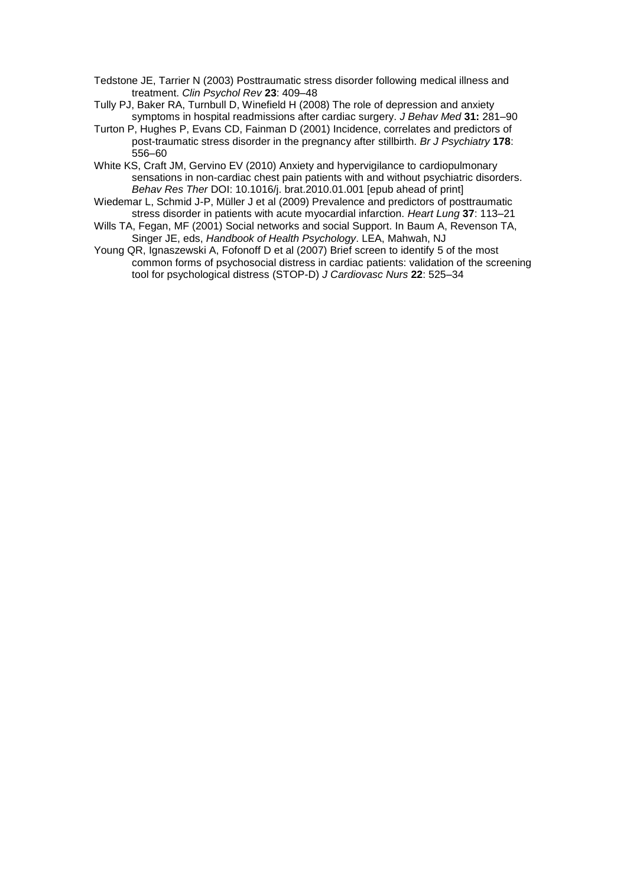Tedstone JE, Tarrier N (2003) Posttraumatic stress disorder following medical illness and treatment. *Clin Psychol Rev* **23**: 409–48

Tully PJ, Baker RA, Turnbull D, Winefield H (2008) The role of depression and anxiety symptoms in hospital readmissions after cardiac surgery. *J Behav Med* **31:** 281–90

Turton P, Hughes P, Evans CD, Fainman D (2001) Incidence, correlates and predictors of post-traumatic stress disorder in the pregnancy after stillbirth. *Br J Psychiatry* **178**: 556–60

White KS, Craft JM, Gervino EV (2010) Anxiety and hypervigilance to cardiopulmonary sensations in non-cardiac chest pain patients with and without psychiatric disorders. *Behav Res Ther* DOI: 10.1016/j. brat.2010.01.001 [epub ahead of print]

Wiedemar L, Schmid J-P, Müller J et al (2009) Prevalence and predictors of posttraumatic stress disorder in patients with acute myocardial infarction. *Heart Lung* **37**: 113–21

Wills TA, Fegan, MF (2001) Social networks and social Support. In Baum A, Revenson TA, Singer JE, eds, *Handbook of Health Psychology*. LEA, Mahwah, NJ

Young QR, Ignaszewski A, Fofonoff D et al (2007) Brief screen to identify 5 of the most common forms of psychosocial distress in cardiac patients: validation of the screening tool for psychological distress (STOP-D) *J Cardiovasc Nurs* **22**: 525–34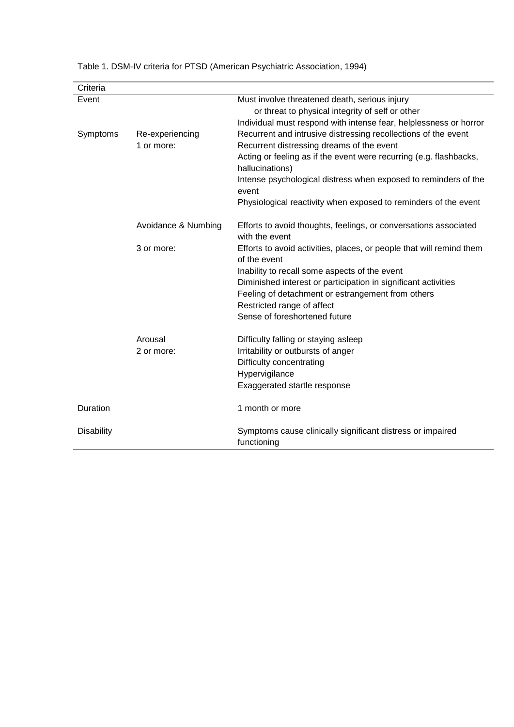Table 1. DSM-IV criteria for PTSD (American Psychiatric Association, 1994)

| Criteria | | |
|---|---|---|
| Event | | Must involve threatened death, serious injury or threat to physical integrity of self or other |
| | | Individual must respond with intense fear, helplessness or horror |
| Symptoms | Re-experiencing 1 or more: | Recurrent and intrusive distressing recollections of the event |
| | | Recurrent distressing dreams of the event |
| | | Acting or feeling as if the event were recurring (e.g. flashbacks, hallucinations) |
| | | Intense psychological distress when exposed to reminders of the event |
| | | Physiological reactivity when exposed to reminders of the event |
| | Avoidance & Numbing 3 or more: | Efforts to avoid thoughts, feelings, or conversations associated with the event |
| | | Efforts to avoid activities, places, or people that will remind them of the event |
| | | Inability to recall some aspects of the event |
| | | Diminished interest or participation in significant activities |
| | | Feeling of detachment or estrangement from others |
| | | Restricted range of affect |
| | | Sense of foreshortened future |
| | Arousal 2 or more: | Difficulty falling or staying asleep |
| | | Irritability or outbursts of anger |
| | | Difficulty concentrating |
| | | Hypervigilance |
| | | Exaggerated startle response |
| Duration | | 1 month or more |
| Disability | | Symptoms cause clinically significant distress or impaired functioning |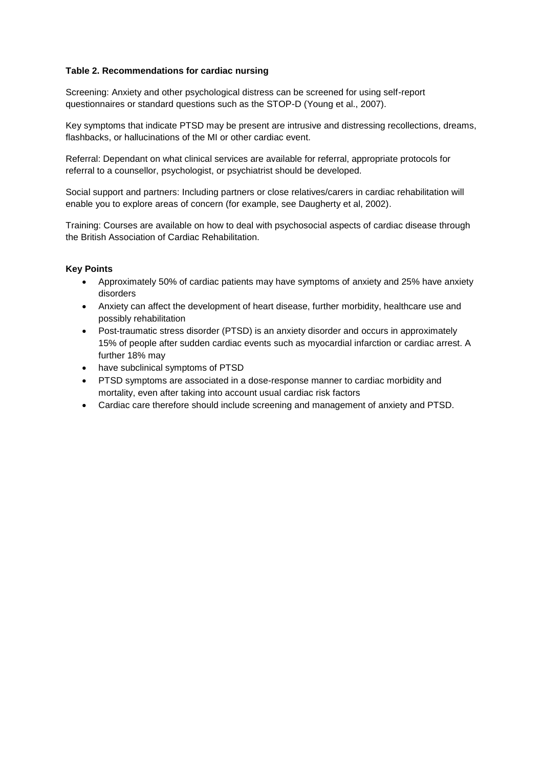**Table 2. Recommendations for cardiac nursing**

Screening: Anxiety and other psychological distress can be screened for using self-report questionnaires or standard questions such as the STOP-D (Young et al., 2007).

Key symptoms that indicate PTSD may be present are intrusive and distressing recollections, dreams, flashbacks, or hallucinations of the MI or other cardiac event.

Referral: Dependant on what clinical services are available for referral, appropriate protocols for referral to a counsellor, psychologist, or psychiatrist should be developed.

Social support and partners: Including partners or close relatives/carers in cardiac rehabilitation will enable you to explore areas of concern (for example, see Daugherty et al, 2002).

Training: Courses are available on how to deal with psychosocial aspects of cardiac disease through the British Association of Cardiac Rehabilitation.

**Key Points**

- Approximately 50% of cardiac patients may have symptoms of anxiety and 25% have anxiety disorders
- Anxiety can affect the development of heart disease, further morbidity, healthcare use and possibly rehabilitation
- Post-traumatic stress disorder (PTSD) is an anxiety disorder and occurs in approximately 15% of people after sudden cardiac events such as myocardial infarction or cardiac arrest. A further 18% may
- have subclinical symptoms of PTSD
- PTSD symptoms are associated in a dose-response manner to cardiac morbidity and mortality, even after taking into account usual cardiac risk factors
- Cardiac care therefore should include screening and management of anxiety and PTSD.